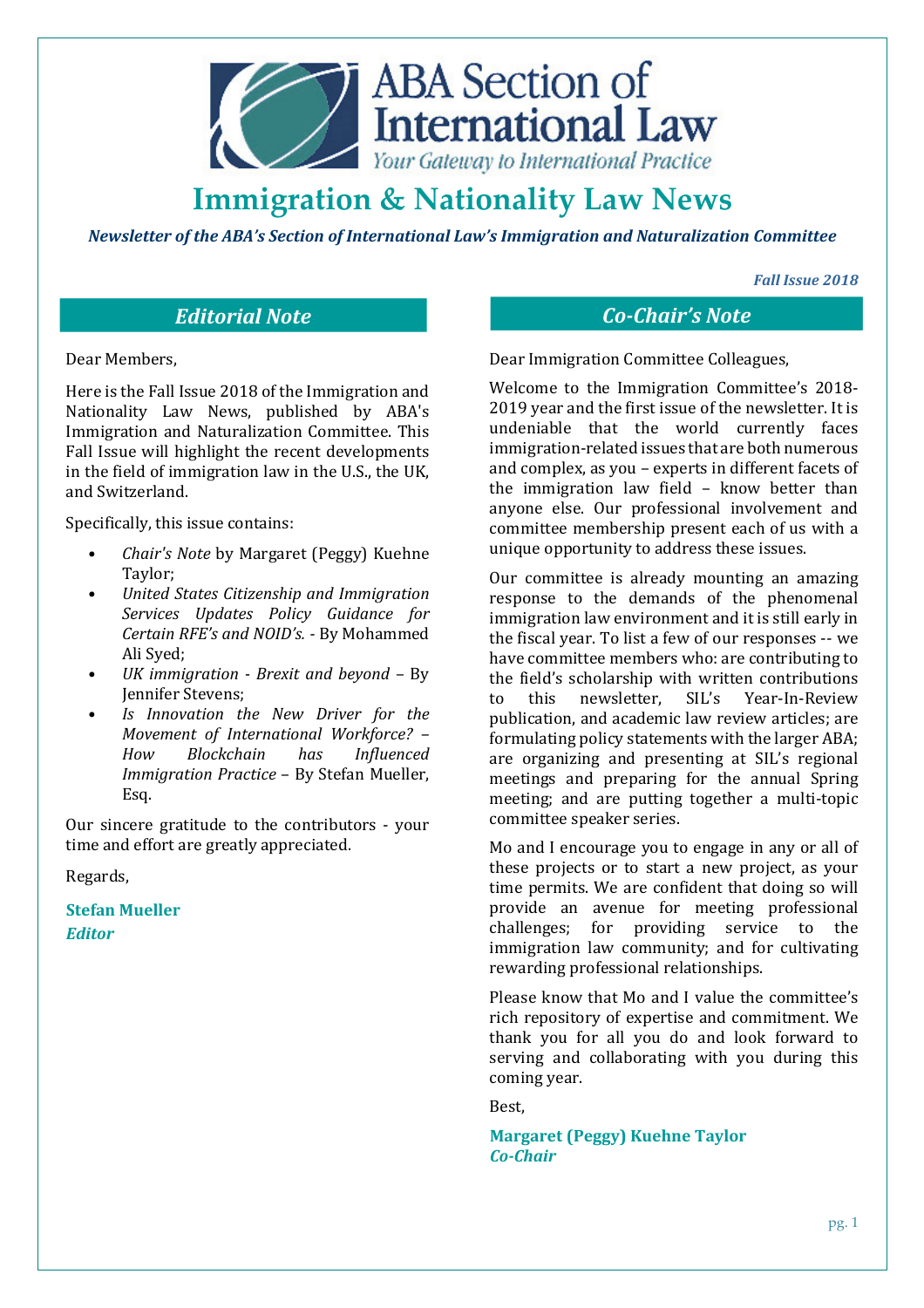ABA Section of International Law

*Your Gateway to International Practice*

# Immigration & Nationality Law News

***Newsletter of the ABA's Section of International Law's Immigration and Naturalization Committee***

***Fall Issue 2018***

## *Editorial Note*

Dear Members,

Here is the Fall Issue 2018 of the Immigration and Nationality Law News, published by ABA's Immigration and Naturalization Committee. This Fall Issue will highlight the recent developments in the field of immigration law in the U.S., the UK, and Switzerland.

Specifically, this issue contains:

- *Chair's Note* by Margaret (Peggy) Kuehne Taylor;
- *United States Citizenship and Immigration Services Updates Policy Guidance for Certain RFE's and NOID's.* - By Mohammed Ali Syed;
- *UK immigration - Brexit and beyond* – By Jennifer Stevens;
- *Is Innovation the New Driver for the Movement of International Workforce? – How Blockchain has Influenced Immigration Practice* – By Stefan Mueller, Esq.

Our sincere gratitude to the contributors - your time and effort are greatly appreciated.

Regards,

**Stefan Mueller**
***Editor***

## *Co-Chair's Note*

Dear Immigration Committee Colleagues,

Welcome to the Immigration Committee's 2018-2019 year and the first issue of the newsletter. It is undeniable that the world currently faces immigration-related issues that are both numerous and complex, as you – experts in different facets of the immigration law field – know better than anyone else. Our professional involvement and committee membership present each of us with a unique opportunity to address these issues.

Our committee is already mounting an amazing response to the demands of the phenomenal immigration law environment and it is still early in the fiscal year. To list a few of our responses -- we have committee members who: are contributing to the field's scholarship with written contributions to this newsletter, SIL's Year-In-Review publication, and academic law review articles; are formulating policy statements with the larger ABA; are organizing and presenting at SIL's regional meetings and preparing for the annual Spring meeting; and are putting together a multi-topic committee speaker series.

Mo and I encourage you to engage in any or all of these projects or to start a new project, as your time permits. We are confident that doing so will provide an avenue for meeting professional challenges; for providing service to the immigration law community; and for cultivating rewarding professional relationships.

Please know that Mo and I value the committee's rich repository of expertise and commitment. We thank you for all you do and look forward to serving and collaborating with you during this coming year.

Best,

**Margaret (Peggy) Kuehne Taylor**
***Co-Chair***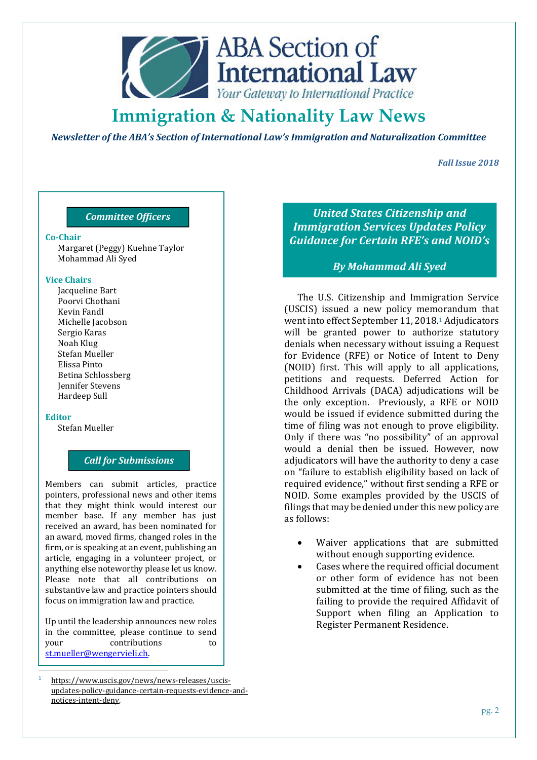# Immigration & Nationality Law News

*Newsletter of the ABA's Section of International Law's Immigration and Naturalization Committee*

*Fall Issue 2018*

### *Committee Officers*

**Co-Chair**

Margaret (Peggy) Kuehne Taylor
Mohammad Ali Syed

**Vice Chairs**

Jacqueline Bart
Poorvi Chothani
Kevin Fandl
Michelle Jacobson
Sergio Karas
Noah Klug
Stefan Mueller
Elissa Pinto
Betina Schlossberg
Jennifer Stevens
Hardeep Sull

**Editor**

Stefan Mueller

### *Call for Submissions*

Members can submit articles, practice pointers, professional news and other items that they might think would interest our member base. If any member has just received an award, has been nominated for an award, moved firms, changed roles in the firm, or is speaking at an event, publishing an article, engaging in a volunteer project, or anything else noteworthy please let us know. Please note that all contributions on substantive law and practice pointers should focus on immigration law and practice.

Up until the leadership announces new roles in the committee, please continue to send your contributions to st.mueller@wengervieli.ch.

## *United States Citizenship and Immigration Services Updates Policy Guidance for Certain RFE's and NOID's*

***By Mohammad Ali Syed***

The U.S. Citizenship and Immigration Service (USCIS) issued a new policy memorandum that went into effect September 11, 2018.[1] Adjudicators will be granted power to authorize statutory denials when necessary without issuing a Request for Evidence (RFE) or Notice of Intent to Deny (NOID) first. This will apply to all applications, petitions and requests. Deferred Action for Childhood Arrivals (DACA) adjudications will be the only exception. Previously, a RFE or NOID would be issued if evidence submitted during the time of filing was not enough to prove eligibility. Only if there was "no possibility" of an approval would a denial then be issued. However, now adjudicators will have the authority to deny a case on "failure to establish eligibility based on lack of required evidence," without first sending a RFE or NOID. Some examples provided by the USCIS of filings that may be denied under this new policy are as follows:

- Waiver applications that are submitted without enough supporting evidence.
- Cases where the required official document or other form of evidence has not been submitted at the time of filing, such as the failing to provide the required Affidavit of Support when filing an Application to Register Permanent Residence.

[1] https://www.uscis.gov/news/news-releases/uscis-updates-policy-guidance-certain-requests-evidence-and-notices-intent-deny.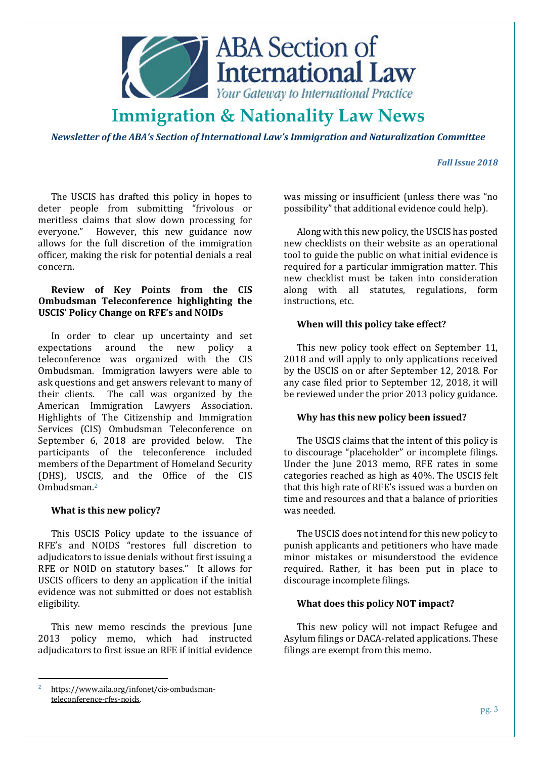The USCIS has drafted this policy in hopes to deter people from submitting "frivolous or meritless claims that slow down processing for everyone." However, this new guidance now allows for the full discretion of the immigration officer, making the risk for potential denials a real concern.

**Review of Key Points from the CIS Ombudsman Teleconference highlighting the USCIS' Policy Change on RFE's and NOIDs**

In order to clear up uncertainty and set expectations around the new policy a teleconference was organized with the CIS Ombudsman. Immigration lawyers were able to ask questions and get answers relevant to many of their clients. The call was organized by the American Immigration Lawyers Association. Highlights of The Citizenship and Immigration Services (CIS) Ombudsman Teleconference on September 6, 2018 are provided below. The participants of the teleconference included members of the Department of Homeland Security (DHS), USCIS, and the Office of the CIS Ombudsman.[2]

**What is this new policy?**

This USCIS Policy update to the issuance of RFE's and NOIDS "restores full discretion to adjudicators to issue denials without first issuing a RFE or NOID on statutory bases." It allows for USCIS officers to deny an application if the initial evidence was not submitted or does not establish eligibility.

This new memo rescinds the previous June 2013 policy memo, which had instructed adjudicators to first issue an RFE if initial evidence was missing or insufficient (unless there was "no possibility" that additional evidence could help).

Along with this new policy, the USCIS has posted new checklists on their website as an operational tool to guide the public on what initial evidence is required for a particular immigration matter. This new checklist must be taken into consideration along with all statutes, regulations, form instructions, etc.

**When will this policy take effect?**

This new policy took effect on September 11, 2018 and will apply to only applications received by the USCIS on or after September 12, 2018. For any case filed prior to September 12, 2018, it will be reviewed under the prior 2013 policy guidance.

**Why has this new policy been issued?**

The USCIS claims that the intent of this policy is to discourage "placeholder" or incomplete filings. Under the June 2013 memo, RFE rates in some categories reached as high as 40%. The USCIS felt that this high rate of RFE's issued was a burden on time and resources and that a balance of priorities was needed.

The USCIS does not intend for this new policy to punish applicants and petitioners who have made minor mistakes or misunderstood the evidence required. Rather, it has been put in place to discourage incomplete filings.

**What does this policy NOT impact?**

This new policy will not impact Refugee and Asylum filings or DACA-related applications. These filings are exempt from this memo.

---

[2] https://www.aila.org/infonet/cis-ombudsman-teleconference-rfes-noids.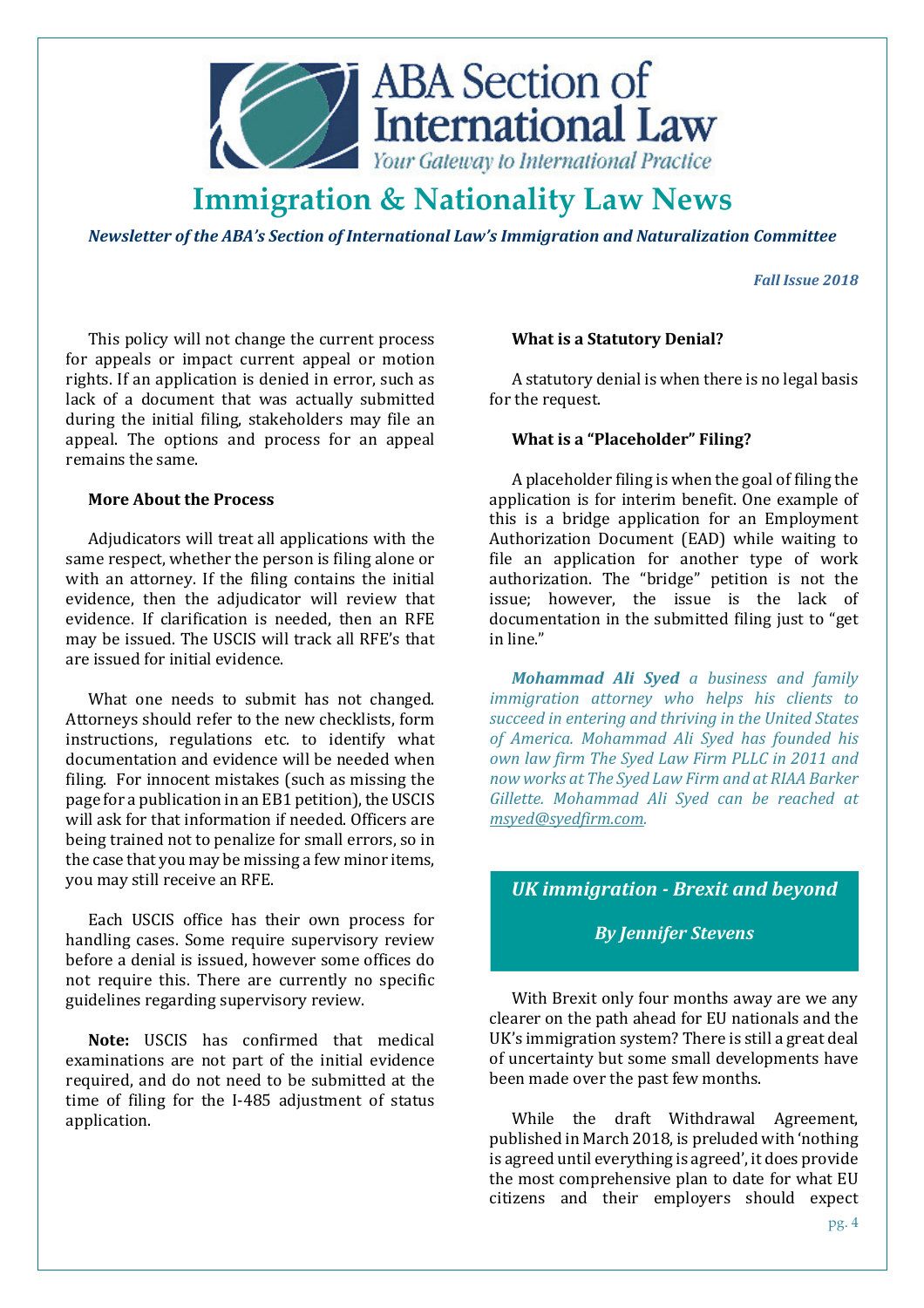This policy will not change the current process for appeals or impact current appeal or motion rights. If an application is denied in error, such as lack of a document that was actually submitted during the initial filing, stakeholders may file an appeal. The options and process for an appeal remains the same.

**More About the Process**

Adjudicators will treat all applications with the same respect, whether the person is filing alone or with an attorney. If the filing contains the initial evidence, then the adjudicator will review that evidence. If clarification is needed, then an RFE may be issued. The USCIS will track all RFE's that are issued for initial evidence.

What one needs to submit has not changed. Attorneys should refer to the new checklists, form instructions, regulations etc. to identify what documentation and evidence will be needed when filing. For innocent mistakes (such as missing the page for a publication in an EB1 petition), the USCIS will ask for that information if needed. Officers are being trained not to penalize for small errors, so in the case that you may be missing a few minor items, you may still receive an RFE.

Each USCIS office has their own process for handling cases. Some require supervisory review before a denial is issued, however some offices do not require this. There are currently no specific guidelines regarding supervisory review.

**Note:** USCIS has confirmed that medical examinations are not part of the initial evidence required, and do not need to be submitted at the time of filing for the I-485 adjustment of status application.

**What is a Statutory Denial?**

A statutory denial is when there is no legal basis for the request.

**What is a "Placeholder" Filing?**

A placeholder filing is when the goal of filing the application is for interim benefit. One example of this is a bridge application for an Employment Authorization Document (EAD) while waiting to file an application for another type of work authorization. The "bridge" petition is not the issue; however, the issue is the lack of documentation in the submitted filing just to "get in line."

***Mohammad Ali Syed*** *a business and family immigration attorney who helps his clients to succeed in entering and thriving in the United States of America. Mohammad Ali Syed has founded his own law firm The Syed Law Firm PLLC in 2011 and now works at The Syed Law Firm and at RIAA Barker Gillette. Mohammad Ali Syed can be reached at msyed@syedfirm.com.*

## *UK immigration - Brexit and beyond*

***By Jennifer Stevens***

With Brexit only four months away are we any clearer on the path ahead for EU nationals and the UK's immigration system? There is still a great deal of uncertainty but some small developments have been made over the past few months.

While the draft Withdrawal Agreement, published in March 2018, is preluded with 'nothing is agreed until everything is agreed', it does provide the most comprehensive plan to date for what EU citizens and their employers should expect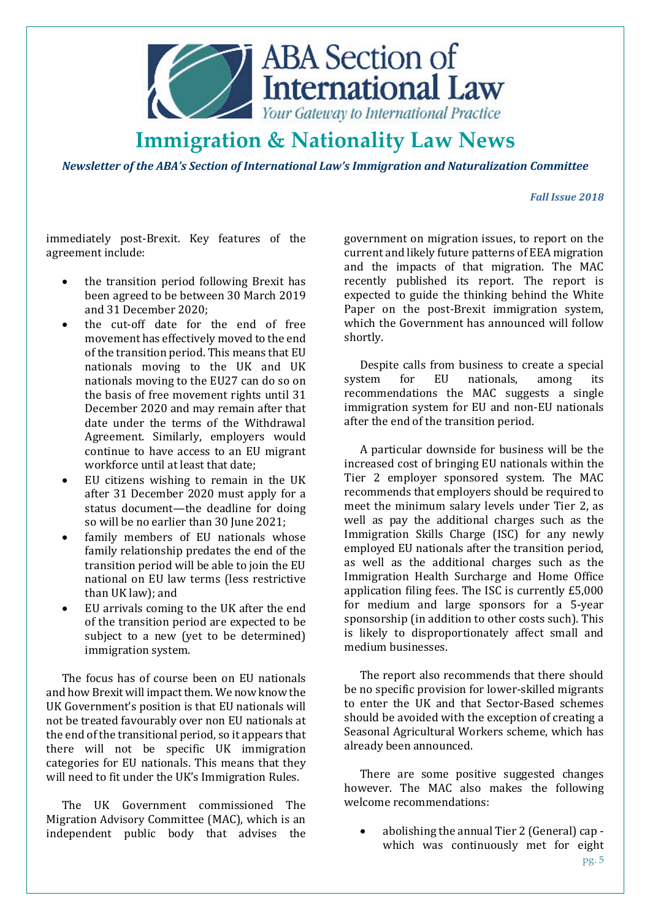immediately post-Brexit. Key features of the agreement include:

- the transition period following Brexit has been agreed to be between 30 March 2019 and 31 December 2020;
- the cut-off date for the end of free movement has effectively moved to the end of the transition period. This means that EU nationals moving to the UK and UK nationals moving to the EU27 can do so on the basis of free movement rights until 31 December 2020 and may remain after that date under the terms of the Withdrawal Agreement. Similarly, employers would continue to have access to an EU migrant workforce until at least that date;
- EU citizens wishing to remain in the UK after 31 December 2020 must apply for a status document—the deadline for doing so will be no earlier than 30 June 2021;
- family members of EU nationals whose family relationship predates the end of the transition period will be able to join the EU national on EU law terms (less restrictive than UK law); and
- EU arrivals coming to the UK after the end of the transition period are expected to be subject to a new (yet to be determined) immigration system.

The focus has of course been on EU nationals and how Brexit will impact them. We now know the UK Government's position is that EU nationals will not be treated favourably over non EU nationals at the end of the transitional period, so it appears that there will not be specific UK immigration categories for EU nationals. This means that they will need to fit under the UK's Immigration Rules.

The UK Government commissioned The Migration Advisory Committee (MAC), which is an independent public body that advises the government on migration issues, to report on the current and likely future patterns of EEA migration and the impacts of that migration. The MAC recently published its report. The report is expected to guide the thinking behind the White Paper on the post-Brexit immigration system, which the Government has announced will follow shortly.

Despite calls from business to create a special system for EU nationals, among its recommendations the MAC suggests a single immigration system for EU and non-EU nationals after the end of the transition period.

A particular downside for business will be the increased cost of bringing EU nationals within the Tier 2 employer sponsored system. The MAC recommends that employers should be required to meet the minimum salary levels under Tier 2, as well as pay the additional charges such as the Immigration Skills Charge (ISC) for any newly employed EU nationals after the transition period, as well as the additional charges such as the Immigration Health Surcharge and Home Office application filing fees. The ISC is currently £5,000 for medium and large sponsors for a 5-year sponsorship (in addition to other costs such). This is likely to disproportionately affect small and medium businesses.

The report also recommends that there should be no specific provision for lower-skilled migrants to enter the UK and that Sector-Based schemes should be avoided with the exception of creating a Seasonal Agricultural Workers scheme, which has already been announced.

There are some positive suggested changes however. The MAC also makes the following welcome recommendations:

- abolishing the annual Tier 2 (General) cap - which was continuously met for eight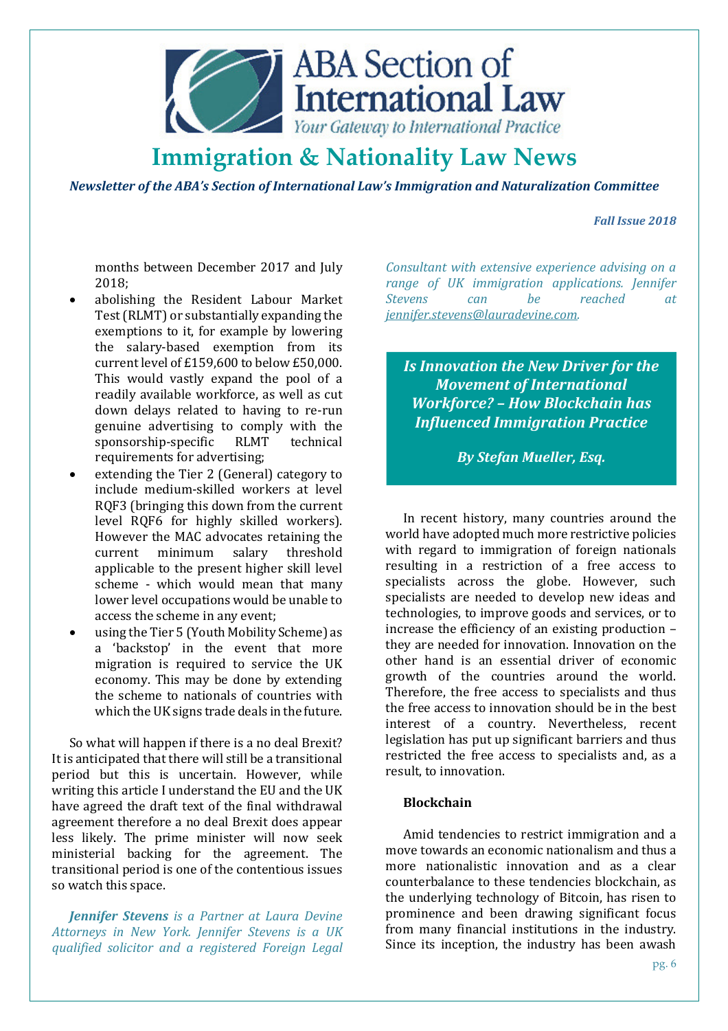months between December 2017 and July 2018;

- abolishing the Resident Labour Market Test (RLMT) or substantially expanding the exemptions to it, for example by lowering the salary-based exemption from its current level of £159,600 to below £50,000. This would vastly expand the pool of a readily available workforce, as well as cut down delays related to having to re-run genuine advertising to comply with the sponsorship-specific RLMT technical requirements for advertising;
- extending the Tier 2 (General) category to include medium-skilled workers at level RQF3 (bringing this down from the current level RQF6 for highly skilled workers). However the MAC advocates retaining the current minimum salary threshold applicable to the present higher skill level scheme - which would mean that many lower level occupations would be unable to access the scheme in any event;
- using the Tier 5 (Youth Mobility Scheme) as a 'backstop' in the event that more migration is required to service the UK economy. This may be done by extending the scheme to nationals of countries with which the UK signs trade deals in the future.

So what will happen if there is a no deal Brexit? It is anticipated that there will still be a transitional period but this is uncertain. However, while writing this article I understand the EU and the UK have agreed the draft text of the final withdrawal agreement therefore a no deal Brexit does appear less likely. The prime minister will now seek ministerial backing for the agreement. The transitional period is one of the contentious issues so watch this space.

***Jennifer Stevens*** *is a Partner at Laura Devine Attorneys in New York. Jennifer Stevens is a UK qualified solicitor and a registered Foreign Legal Consultant with extensive experience advising on a range of UK immigration applications. Jennifer Stevens can be reached at jennifer.stevens@lauradevine.com.*

## *Is Innovation the New Driver for the Movement of International Workforce? – How Blockchain has Influenced Immigration Practice*

***By Stefan Mueller, Esq.***

In recent history, many countries around the world have adopted much more restrictive policies with regard to immigration of foreign nationals resulting in a restriction of a free access to specialists across the globe. However, such specialists are needed to develop new ideas and technologies, to improve goods and services, or to increase the efficiency of an existing production – they are needed for innovation. Innovation on the other hand is an essential driver of economic growth of the countries around the world. Therefore, the free access to specialists and thus the free access to innovation should be in the best interest of a country. Nevertheless, recent legislation has put up significant barriers and thus restricted the free access to specialists and, as a result, to innovation.

### Blockchain

Amid tendencies to restrict immigration and a move towards an economic nationalism and thus a more nationalistic innovation and as a clear counterbalance to these tendencies blockchain, as the underlying technology of Bitcoin, has risen to prominence and been drawing significant focus from many financial institutions in the industry. Since its inception, the industry has been awash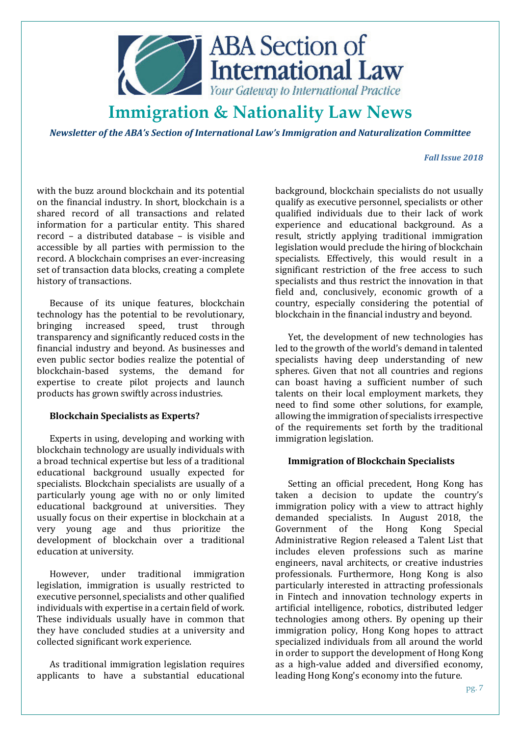with the buzz around blockchain and its potential on the financial industry. In short, blockchain is a shared record of all transactions and related information for a particular entity. This shared record – a distributed database – is visible and accessible by all parties with permission to the record. A blockchain comprises an ever-increasing set of transaction data blocks, creating a complete history of transactions.

Because of its unique features, blockchain technology has the potential to be revolutionary, bringing increased speed, trust through transparency and significantly reduced costs in the financial industry and beyond. As businesses and even public sector bodies realize the potential of blockchain-based systems, the demand for expertise to create pilot projects and launch products has grown swiftly across industries.

**Blockchain Specialists as Experts?**

Experts in using, developing and working with blockchain technology are usually individuals with a broad technical expertise but less of a traditional educational background usually expected for specialists. Blockchain specialists are usually of a particularly young age with no or only limited educational background at universities. They usually focus on their expertise in blockchain at a very young age and thus prioritize the development of blockchain over a traditional education at university.

However, under traditional immigration legislation, immigration is usually restricted to executive personnel, specialists and other qualified individuals with expertise in a certain field of work. These individuals usually have in common that they have concluded studies at a university and collected significant work experience.

As traditional immigration legislation requires applicants to have a substantial educational background, blockchain specialists do not usually qualify as executive personnel, specialists or other qualified individuals due to their lack of work experience and educational background. As a result, strictly applying traditional immigration legislation would preclude the hiring of blockchain specialists. Effectively, this would result in a significant restriction of the free access to such specialists and thus restrict the innovation in that field and, conclusively, economic growth of a country, especially considering the potential of blockchain in the financial industry and beyond.

Yet, the development of new technologies has led to the growth of the world's demand in talented specialists having deep understanding of new spheres. Given that not all countries and regions can boast having a sufficient number of such talents on their local employment markets, they need to find some other solutions, for example, allowing the immigration of specialists irrespective of the requirements set forth by the traditional immigration legislation.

**Immigration of Blockchain Specialists**

Setting an official precedent, Hong Kong has taken a decision to update the country's immigration policy with a view to attract highly demanded specialists. In August 2018, the Government of the Hong Kong Special Administrative Region released a Talent List that includes eleven professions such as marine engineers, naval architects, or creative industries professionals. Furthermore, Hong Kong is also particularly interested in attracting professionals in Fintech and innovation technology experts in artificial intelligence, robotics, distributed ledger technologies among others. By opening up their immigration policy, Hong Kong hopes to attract specialized individuals from all around the world in order to support the development of Hong Kong as a high-value added and diversified economy, leading Hong Kong's economy into the future.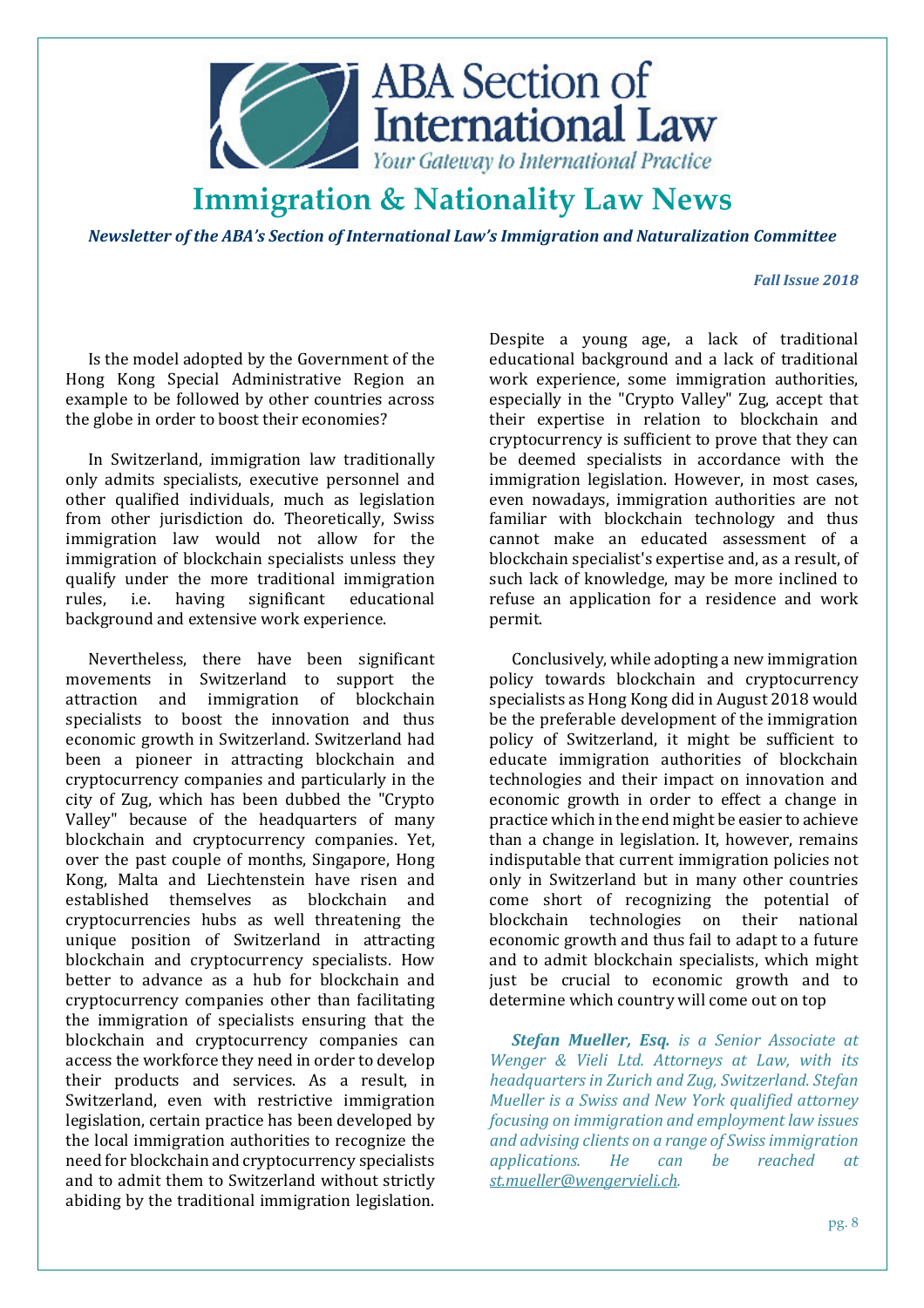Is the model adopted by the Government of the Hong Kong Special Administrative Region an example to be followed by other countries across the globe in order to boost their economies?

In Switzerland, immigration law traditionally only admits specialists, executive personnel and other qualified individuals, much as legislation from other jurisdiction do. Theoretically, Swiss immigration law would not allow for the immigration of blockchain specialists unless they qualify under the more traditional immigration rules, i.e. having significant educational background and extensive work experience.

Nevertheless, there have been significant movements in Switzerland to support the attraction and immigration of blockchain specialists to boost the innovation and thus economic growth in Switzerland. Switzerland had been a pioneer in attracting blockchain and cryptocurrency companies and particularly in the city of Zug, which has been dubbed the "Crypto Valley" because of the headquarters of many blockchain and cryptocurrency companies. Yet, over the past couple of months, Singapore, Hong Kong, Malta and Liechtenstein have risen and established themselves as blockchain and cryptocurrencies hubs as well threatening the unique position of Switzerland in attracting blockchain and cryptocurrency specialists. How better to advance as a hub for blockchain and cryptocurrency companies other than facilitating the immigration of specialists ensuring that the blockchain and cryptocurrency companies can access the workforce they need in order to develop their products and services. As a result, in Switzerland, even with restrictive immigration legislation, certain practice has been developed by the local immigration authorities to recognize the need for blockchain and cryptocurrency specialists and to admit them to Switzerland without strictly abiding by the traditional immigration legislation. Despite a young age, a lack of traditional educational background and a lack of traditional work experience, some immigration authorities, especially in the "Crypto Valley" Zug, accept that their expertise in relation to blockchain and cryptocurrency is sufficient to prove that they can be deemed specialists in accordance with the immigration legislation. However, in most cases, even nowadays, immigration authorities are not familiar with blockchain technology and thus cannot make an educated assessment of a blockchain specialist's expertise and, as a result, of such lack of knowledge, may be more inclined to refuse an application for a residence and work permit.

Conclusively, while adopting a new immigration policy towards blockchain and cryptocurrency specialists as Hong Kong did in August 2018 would be the preferable development of the immigration policy of Switzerland, it might be sufficient to educate immigration authorities of blockchain technologies and their impact on innovation and economic growth in order to effect a change in practice which in the end might be easier to achieve than a change in legislation. It, however, remains indisputable that current immigration policies not only in Switzerland but in many other countries come short of recognizing the potential of blockchain technologies on their national economic growth and thus fail to adapt to a future and to admit blockchain specialists, which might just be crucial to economic growth and to determine which country will come out on top

***Stefan Mueller, Esq.*** *is a Senior Associate at Wenger & Vieli Ltd. Attorneys at Law, with its headquarters in Zurich and Zug, Switzerland. Stefan Mueller is a Swiss and New York qualified attorney focusing on immigration and employment law issues and advising clients on a range of Swiss immigration applications. He can be reached at st.mueller@wengervieli.ch.*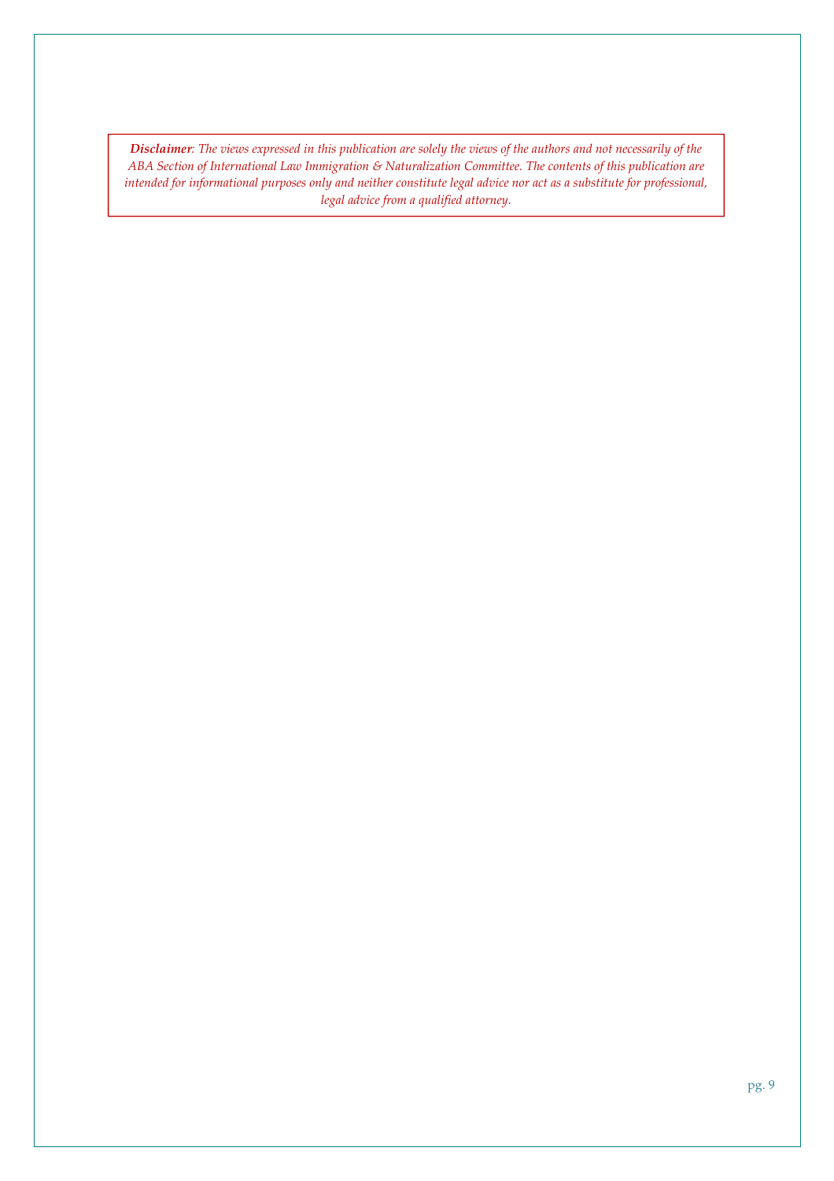***Disclaimer**: The views expressed in this publication are solely the views of the authors and not necessarily of the ABA Section of International Law Immigration & Naturalization Committee. The contents of this publication are intended for informational purposes only and neither constitute legal advice nor act as a substitute for professional, legal advice from a qualified attorney.*